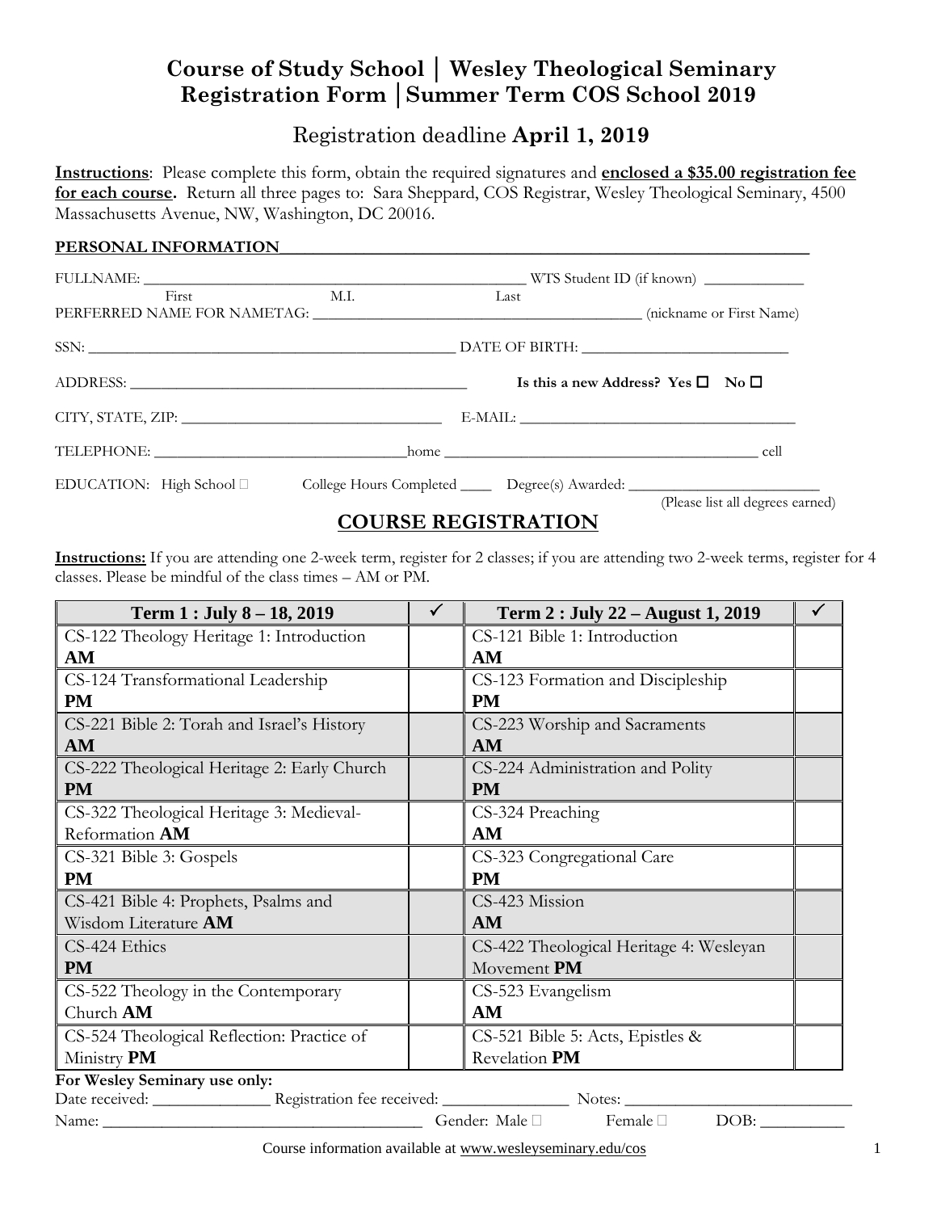# Course of Study School │ Wesley Theological Seminary
# Registration Form │Summer Term COS School 2019

## Registration deadline **April 1, 2019**

**Instructions**: Please complete this form, obtain the required signatures and **enclosed a $35.00 registration fee for each course.** Return all three pages to: Sara Sheppard, COS Registrar, Wesley Theological Seminary, 4500 Massachusetts Avenue, NW, Washington, DC 20016.

**PERSONAL INFORMATION**

FULLNAME: ______________________________________________ WTS Student ID (if known) ____________
First M.I. Last

PERFERRED NAME FOR NAMETAG: ________________________________________ (nickname or First Name)

SSN: ______________________________________________ DATE OF BIRTH: _________________________

ADDRESS: ____________________________________________ **Is this a new Address? Yes ☐ No ☐**

CITY, STATE, ZIP: ________________________________ E-MAIL: __________________________________

TELEPHONE: ______________________________home ______________________________________ cell

EDUCATION: High School ☐ College Hours Completed ____ Degree(s) Awarded: _______________________
(Please list all degrees earned)

## COURSE REGISTRATION

**Instructions:** If you are attending one 2-week term, register for 2 classes; if you are attending two 2-week terms, register for 4 classes. Please be mindful of the class times – AM or PM.

| Term 1 : July 8 – 18, 2019 | ✓ | Term 2 : July 22 – August 1, 2019 | ✓ |
|---|---|---|---|
| CS-122 Theology Heritage 1: Introduction **AM** | | CS-121 Bible 1: Introduction **AM** | |
| CS-124 Transformational Leadership **PM** | | CS-123 Formation and Discipleship **PM** | |
| CS-221 Bible 2: Torah and Israel's History **AM** | | CS-223 Worship and Sacraments **AM** | |
| CS-222 Theological Heritage 2: Early Church **PM** | | CS-224 Administration and Polity **PM** | |
| CS-322 Theological Heritage 3: Medieval-Reformation **AM** | | CS-324 Preaching **AM** | |
| CS-321 Bible 3: Gospels **PM** | | CS-323 Congregational Care **PM** | |
| CS-421 Bible 4: Prophets, Psalms and Wisdom Literature **AM** | | CS-423 Mission **AM** | |
| CS-424 Ethics **PM** | | CS-422 Theological Heritage 4: Wesleyan Movement **PM** | |
| CS-522 Theology in the Contemporary Church **AM** | | CS-523 Evangelism **AM** | |
| CS-524 Theological Reflection: Practice of Ministry **PM** | | CS-521 Bible 5: Acts, Epistles & Revelation **PM** | |

**For Wesley Seminary use only:**

Date received: _____________ Registration fee received: ______________ Notes: __________________________

Name: ____________________________________ Gender: Male ☐ Female ☐ DOB: __________

Course information available at www.wesleyseminary.edu/cos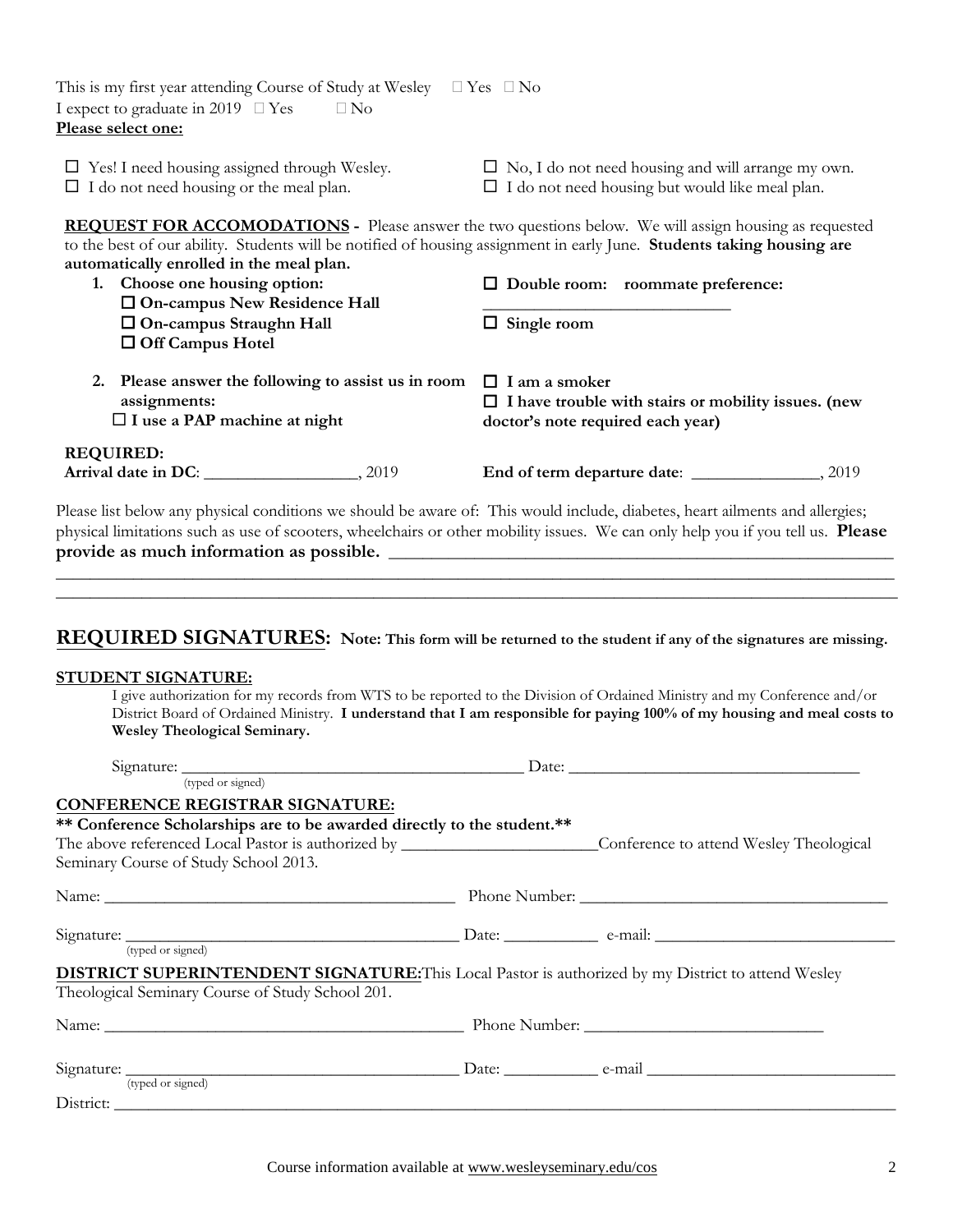This is my first year attending Course of Study at Wesley  ☐ Yes  ☐ No
I expect to graduate in 2019  ☐ Yes  ☐ No

**Please select one:**

☐ Yes! I need housing assigned through Wesley.
☐ No, I do not need housing and will arrange my own.
☐ I do not need housing or the meal plan.
☐ I do not need housing but would like meal plan.

**REQUEST FOR ACCOMODATIONS -** Please answer the two questions below. We will assign housing as requested to the best of our ability. Students will be notified of housing assignment in early June. **Students taking housing are automatically enrolled in the meal plan.**

1. **Choose one housing option:**
   - ☐ **On-campus New Residence Hall**
   - ☐ **On-campus Straughn Hall**
   - ☐ **Off Campus Hotel**

   ☐ **Double room: roommate preference:** ______________________________

   ☐ **Single room**

2. **Please answer the following to assist us in room assignments:**
   - ☐ **I use a PAP machine at night**
   - ☐ **I am a smoker**
   - ☐ **I have trouble with stairs or mobility issues. (new doctor's note required each year)**

**REQUIRED:**
**Arrival date in DC**: __________________, 2019 **End of term departure date**: _______________, 2019

Please list below any physical conditions we should be aware of: This would include, diabetes, heart ailments and allergies; physical limitations such as use of scooters, wheelchairs or other mobility issues. We can only help you if you tell us. **Please provide as much information as possible.** ____________________________________________________________

____________________________________________________________________________________________________

____________________________________________________________________________________________________

## REQUIRED SIGNATURES: **Note: This form will be returned to the student if any of the signatures are missing.**

**STUDENT SIGNATURE:**

I give authorization for my records from WTS to be reported to the Division of Ordained Ministry and my Conference and/or District Board of Ordained Ministry. **I understand that I am responsible for paying 100% of my housing and meal costs to Wesley Theological Seminary.**

Signature: __________________________________________ Date: ___________________________________
(typed or signed)

**CONFERENCE REGISTRAR SIGNATURE:**

**\*\* Conference Scholarships are to be awarded directly to the student.\*\***

The above referenced Local Pastor is authorized by ________________________Conference to attend Wesley Theological Seminary Course of Study School 2013.

Name: __________________________________________ Phone Number: _____________________________________

Signature: ________________________________________ Date: ___________ e-mail: ____________________________
(typed or signed)

**DISTRICT SUPERINTENDENT SIGNATURE:**This Local Pastor is authorized by my District to attend Wesley Theological Seminary Course of Study School 201.

Name: ___________________________________________ Phone Number: ____________________________

Signature: ________________________________________ Date: ___________ e-mail ______________________________
(typed or signed)

District: ___________________________________________________________________________________________

Course information available at www.wesleyseminary.edu/cos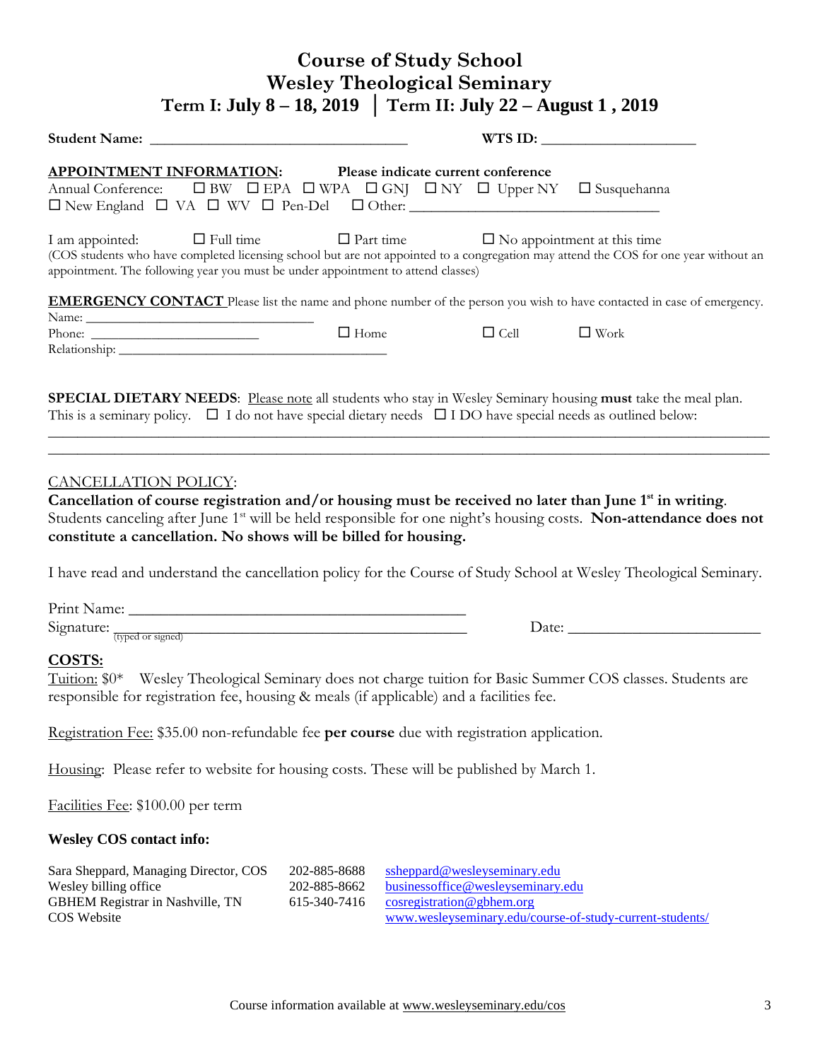# Course of Study School
# Wesley Theological Seminary
## Term I: July 8 – 18, 2019 | Term II: July 22 – August 1 , 2019

**Student Name:** ________________________________ **WTS ID:** ____________________

**APPOINTMENT INFORMATION:** **Please indicate current conference**

Annual Conference: ☐ BW ☐ EPA ☐ WPA ☐ GNJ ☐ NY ☐ Upper NY ☐ Susquehanna
☐ New England ☐ VA ☐ WV ☐ Pen-Del ☐ Other: ________________________________

I am appointed: ☐ Full time ☐ Part time ☐ No appointment at this time
(COS students who have completed licensing school but are not appointed to a congregation may attend the COS for one year without an appointment. The following year you must be under appointment to attend classes)

**EMERGENCY CONTACT** Please list the name and phone number of the person you wish to have contacted in case of emergency.
Name: ______________________________
Phone: ______________________ ☐ Home ☐ Cell ☐ Work
Relationship: ____________________________________

**SPECIAL DIETARY NEEDS**: Please note all students who stay in Wesley Seminary housing **must** take the meal plan. This is a seminary policy. ☐ I do not have special dietary needs ☐ I DO have special needs as outlined below:

______________________________________________________________________________________________

______________________________________________________________________________________________

CANCELLATION POLICY:

**Cancellation of course registration and/or housing must be received no later than June 1st in writing**. Students canceling after June 1st will be held responsible for one night's housing costs. **Non-attendance does not constitute a cancellation. No shows will be billed for housing.**

I have read and understand the cancellation policy for the Course of Study School at Wesley Theological Seminary.

Print Name: ________________________________________
Signature: ________________________________________ Date: ________________________
(typed or signed)

**COSTS:**

Tuition: $0* Wesley Theological Seminary does not charge tuition for Basic Summer COS classes. Students are responsible for registration fee, housing & meals (if applicable) and a facilities fee.

Registration Fee: $35.00 non-refundable fee **per course** due with registration application.

Housing: Please refer to website for housing costs. These will be published by March 1.

Facilities Fee: $100.00 per term

**Wesley COS contact info:**

| | | |
|---|---|---|
| Sara Sheppard, Managing Director, COS | 202-885-8688 | ssheppard@wesleyseminary.edu |
| Wesley billing office | 202-885-8662 | businessoffice@wesleyseminary.edu |
| GBHEM Registrar in Nashville, TN | 615-340-7416 | cosregistration@gbhem.org |
| COS Website | | www.wesleyseminary.edu/course-of-study-current-students/ |

Course information available at www.wesleyseminary.edu/cos